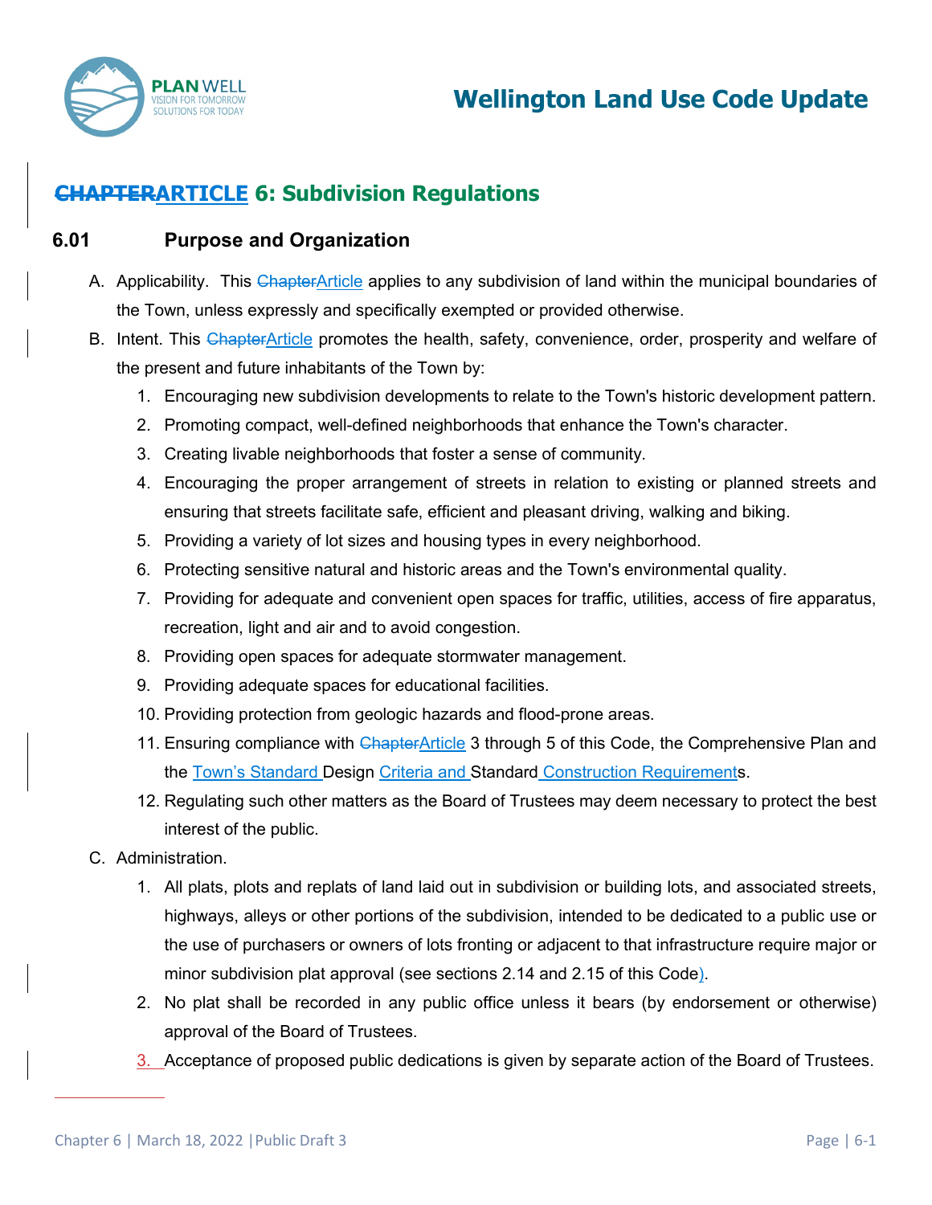# ~~CHAPTER~~ARTICLE 6: Subdivision Regulations

## 6.01 Purpose and Organization

A. Applicability. This ~~Chapter~~Article applies to any subdivision of land within the municipal boundaries of the Town, unless expressly and specifically exempted or provided otherwise.

B. Intent. This ~~Chapter~~Article promotes the health, safety, convenience, order, prosperity and welfare of the present and future inhabitants of the Town by:

   1. Encouraging new subdivision developments to relate to the Town's historic development pattern.
   2. Promoting compact, well-defined neighborhoods that enhance the Town's character.
   3. Creating livable neighborhoods that foster a sense of community.
   4. Encouraging the proper arrangement of streets in relation to existing or planned streets and ensuring that streets facilitate safe, efficient and pleasant driving, walking and biking.
   5. Providing a variety of lot sizes and housing types in every neighborhood.
   6. Protecting sensitive natural and historic areas and the Town's environmental quality.
   7. Providing for adequate and convenient open spaces for traffic, utilities, access of fire apparatus, recreation, light and air and to avoid congestion.
   8. Providing open spaces for adequate stormwater management.
   9. Providing adequate spaces for educational facilities.
   10. Providing protection from geologic hazards and flood-prone areas.
   11. Ensuring compliance with ~~Chapter~~Article 3 through 5 of this Code, the Comprehensive Plan and the Town's Standard Design Criteria and Standard Construction Requirements.
   12. Regulating such other matters as the Board of Trustees may deem necessary to protect the best interest of the public.

C. Administration.

   1. All plats, plots and replats of land laid out in subdivision or building lots, and associated streets, highways, alleys or other portions of the subdivision, intended to be dedicated to a public use or the use of purchasers or owners of lots fronting or adjacent to that infrastructure require major or minor subdivision plat approval (see sections 2.14 and 2.15 of this Code).
   2. No plat shall be recorded in any public office unless it bears (by endorsement or otherwise) approval of the Board of Trustees.
   3. Acceptance of proposed public dedications is given by separate action of the Board of Trustees.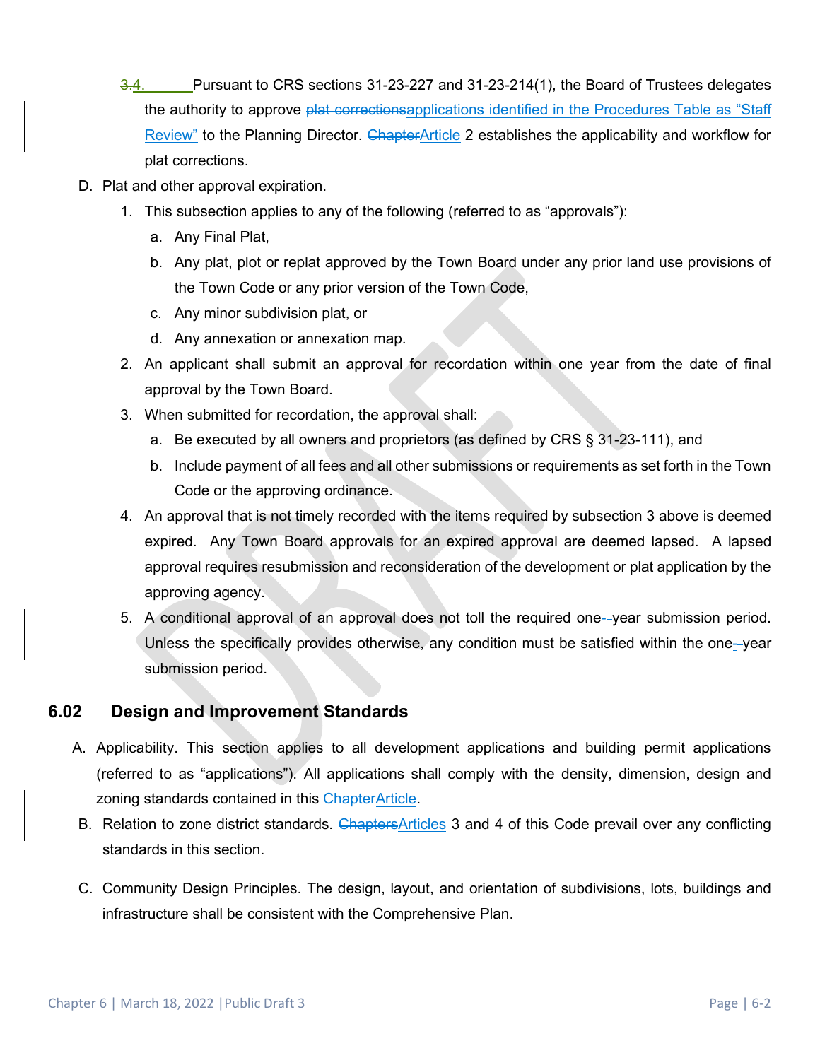3.4. Pursuant to CRS sections 31-23-227 and 31-23-214(1), the Board of Trustees delegates the authority to approve ~~plat corrections~~applications identified in the Procedures Table as "Staff Review" to the Planning Director. ~~Chapter~~Article 2 establishes the applicability and workflow for plat corrections.

D. Plat and other approval expiration.

1. This subsection applies to any of the following (referred to as "approvals"):
   a. Any Final Plat,
   b. Any plat, plot or replat approved by the Town Board under any prior land use provisions of the Town Code or any prior version of the Town Code,
   c. Any minor subdivision plat, or
   d. Any annexation or annexation map.
2. An applicant shall submit an approval for recordation within one year from the date of final approval by the Town Board.
3. When submitted for recordation, the approval shall:
   a. Be executed by all owners and proprietors (as defined by CRS § 31-23-111), and
   b. Include payment of all fees and all other submissions or requirements as set forth in the Town Code or the approving ordinance.
4. An approval that is not timely recorded with the items required by subsection 3 above is deemed expired. Any Town Board approvals for an expired approval are deemed lapsed. A lapsed approval requires resubmission and reconsideration of the development or plat application by the approving agency.
5. A conditional approval of an approval does not toll the required one-year submission period. Unless the specifically provides otherwise, any condition must be satisfied within the one-year submission period.

## 6.02 Design and Improvement Standards

A. Applicability. This section applies to all development applications and building permit applications (referred to as "applications"). All applications shall comply with the density, dimension, design and zoning standards contained in this ~~Chapter~~Article.

B. Relation to zone district standards. ~~Chapters~~Articles 3 and 4 of this Code prevail over any conflicting standards in this section.

C. Community Design Principles. The design, layout, and orientation of subdivisions, lots, buildings and infrastructure shall be consistent with the Comprehensive Plan.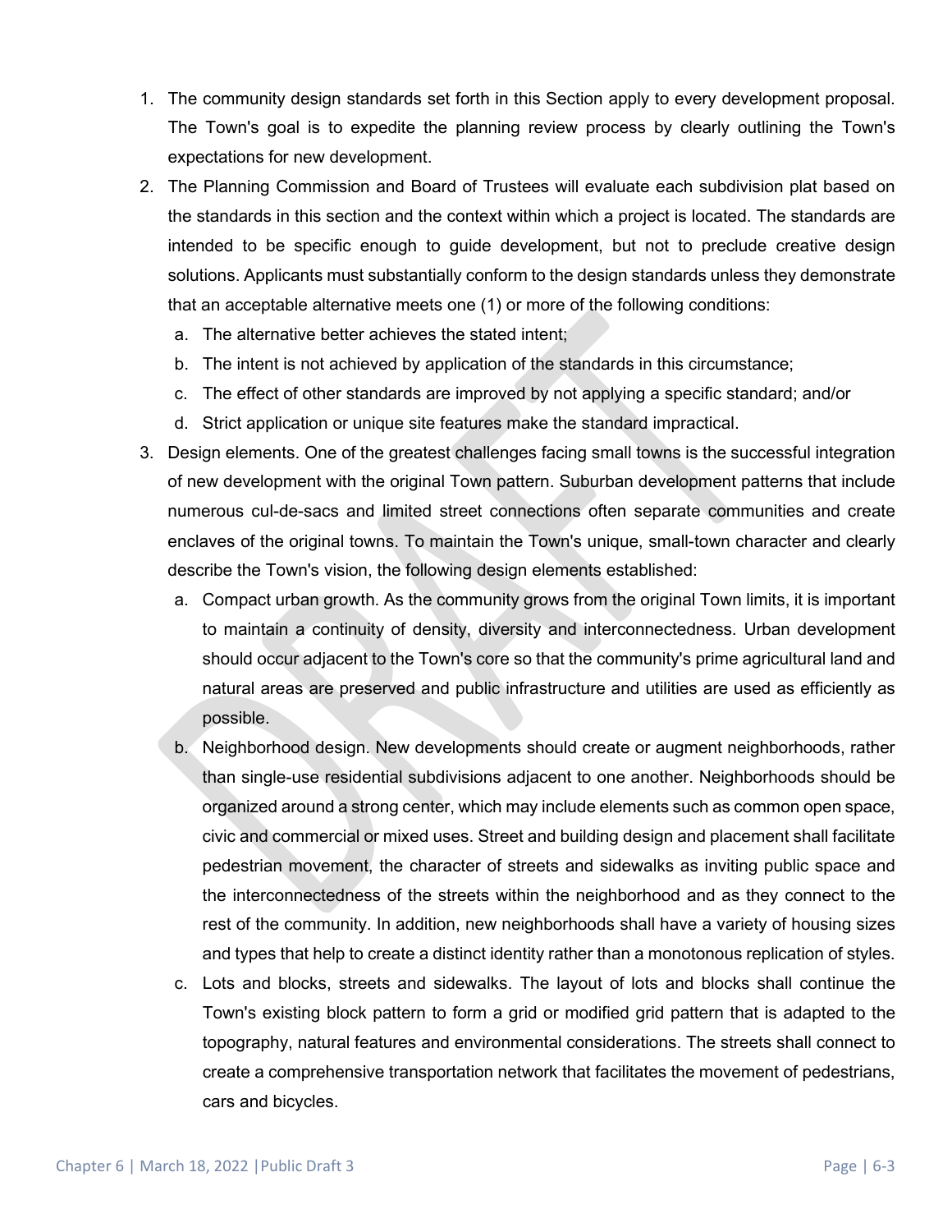1. The community design standards set forth in this Section apply to every development proposal. The Town's goal is to expedite the planning review process by clearly outlining the Town's expectations for new development.
2. The Planning Commission and Board of Trustees will evaluate each subdivision plat based on the standards in this section and the context within which a project is located. The standards are intended to be specific enough to guide development, but not to preclude creative design solutions. Applicants must substantially conform to the design standards unless they demonstrate that an acceptable alternative meets one (1) or more of the following conditions:
   a. The alternative better achieves the stated intent;
   b. The intent is not achieved by application of the standards in this circumstance;
   c. The effect of other standards are improved by not applying a specific standard; and/or
   d. Strict application or unique site features make the standard impractical.
3. Design elements. One of the greatest challenges facing small towns is the successful integration of new development with the original Town pattern. Suburban development patterns that include numerous cul-de-sacs and limited street connections often separate communities and create enclaves of the original towns. To maintain the Town's unique, small-town character and clearly describe the Town's vision, the following design elements established:
   a. Compact urban growth. As the community grows from the original Town limits, it is important to maintain a continuity of density, diversity and interconnectedness. Urban development should occur adjacent to the Town's core so that the community's prime agricultural land and natural areas are preserved and public infrastructure and utilities are used as efficiently as possible.
   b. Neighborhood design. New developments should create or augment neighborhoods, rather than single-use residential subdivisions adjacent to one another. Neighborhoods should be organized around a strong center, which may include elements such as common open space, civic and commercial or mixed uses. Street and building design and placement shall facilitate pedestrian movement, the character of streets and sidewalks as inviting public space and the interconnectedness of the streets within the neighborhood and as they connect to the rest of the community. In addition, new neighborhoods shall have a variety of housing sizes and types that help to create a distinct identity rather than a monotonous replication of styles.
   c. Lots and blocks, streets and sidewalks. The layout of lots and blocks shall continue the Town's existing block pattern to form a grid or modified grid pattern that is adapted to the topography, natural features and environmental considerations. The streets shall connect to create a comprehensive transportation network that facilitates the movement of pedestrians, cars and bicycles.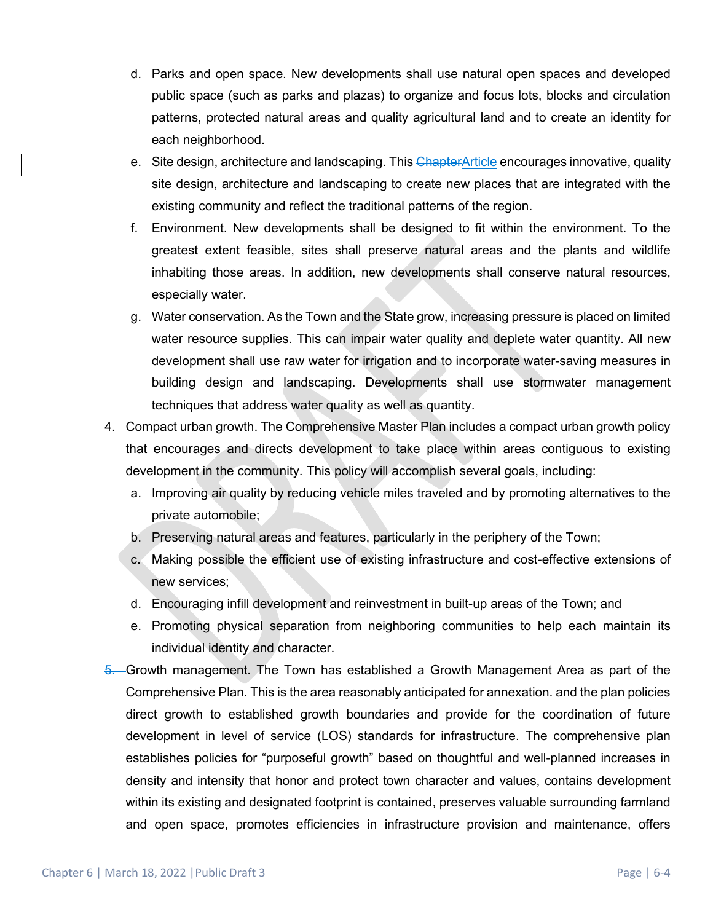d. Parks and open space. New developments shall use natural open spaces and developed public space (such as parks and plazas) to organize and focus lots, blocks and circulation patterns, protected natural areas and quality agricultural land and to create an identity for each neighborhood.

e. Site design, architecture and landscaping. This ~~Chapter~~Article encourages innovative, quality site design, architecture and landscaping to create new places that are integrated with the existing community and reflect the traditional patterns of the region.

f. Environment. New developments shall be designed to fit within the environment. To the greatest extent feasible, sites shall preserve natural areas and the plants and wildlife inhabiting those areas. In addition, new developments shall conserve natural resources, especially water.

g. Water conservation. As the Town and the State grow, increasing pressure is placed on limited water resource supplies. This can impair water quality and deplete water quantity. All new development shall use raw water for irrigation and to incorporate water-saving measures in building design and landscaping. Developments shall use stormwater management techniques that address water quality as well as quantity.

4. Compact urban growth. The Comprehensive Master Plan includes a compact urban growth policy that encourages and directs development to take place within areas contiguous to existing development in the community. This policy will accomplish several goals, including:

   a. Improving air quality by reducing vehicle miles traveled and by promoting alternatives to the private automobile;

   b. Preserving natural areas and features, particularly in the periphery of the Town;

   c. Making possible the efficient use of existing infrastructure and cost-effective extensions of new services;

   d. Encouraging infill development and reinvestment in built-up areas of the Town; and

   e. Promoting physical separation from neighboring communities to help each maintain its individual identity and character.

~~5.~~ Growth management. The Town has established a Growth Management Area as part of the Comprehensive Plan. This is the area reasonably anticipated for annexation. and the plan policies direct growth to established growth boundaries and provide for the coordination of future development in level of service (LOS) standards for infrastructure. The comprehensive plan establishes policies for "purposeful growth" based on thoughtful and well-planned increases in density and intensity that honor and protect town character and values, contains development within its existing and designated footprint is contained, preserves valuable surrounding farmland and open space, promotes efficiencies in infrastructure provision and maintenance, offers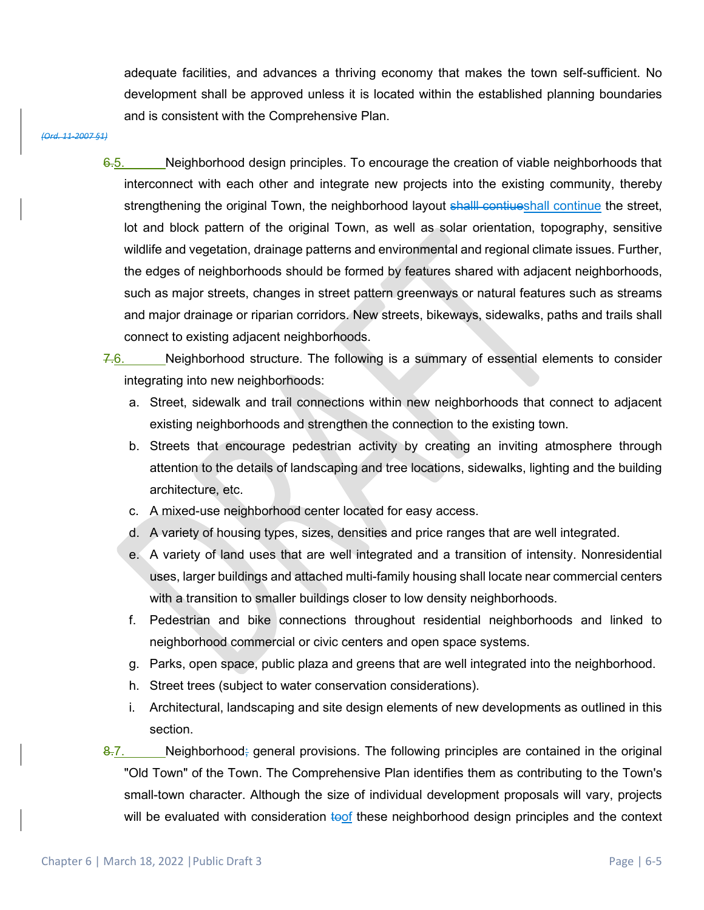adequate facilities, and advances a thriving economy that makes the town self-sufficient. No development shall be approved unless it is located within the established planning boundaries and is consistent with the Comprehensive Plan.

~~*(Ord. 11-2007 §1)*~~

~~6.~~5. Neighborhood design principles. To encourage the creation of viable neighborhoods that interconnect with each other and integrate new projects into the existing community, thereby strengthening the original Town, the neighborhood layout ~~shalll contiue~~shall continue the street, lot and block pattern of the original Town, as well as solar orientation, topography, sensitive wildlife and vegetation, drainage patterns and environmental and regional climate issues. Further, the edges of neighborhoods should be formed by features shared with adjacent neighborhoods, such as major streets, changes in street pattern greenways or natural features such as streams and major drainage or riparian corridors. New streets, bikeways, sidewalks, paths and trails shall connect to existing adjacent neighborhoods.

~~7.~~6. Neighborhood structure. The following is a summary of essential elements to consider integrating into new neighborhoods:

a. Street, sidewalk and trail connections within new neighborhoods that connect to adjacent existing neighborhoods and strengthen the connection to the existing town.
b. Streets that encourage pedestrian activity by creating an inviting atmosphere through attention to the details of landscaping and tree locations, sidewalks, lighting and the building architecture, etc.
c. A mixed-use neighborhood center located for easy access.
d. A variety of housing types, sizes, densities and price ranges that are well integrated.
e. A variety of land uses that are well integrated and a transition of intensity. Nonresidential uses, larger buildings and attached multi-family housing shall locate near commercial centers with a transition to smaller buildings closer to low density neighborhoods.
f. Pedestrian and bike connections throughout residential neighborhoods and linked to neighborhood commercial or civic centers and open space systems.
g. Parks, open space, public plaza and greens that are well integrated into the neighborhood.
h. Street trees (subject to water conservation considerations).
i. Architectural, landscaping and site design elements of new developments as outlined in this section.

~~8.~~7. Neighborhood~~;~~ general provisions. The following principles are contained in the original "Old Town" of the Town. The Comprehensive Plan identifies them as contributing to the Town's small-town character. Although the size of individual development proposals will vary, projects will be evaluated with consideration ~~to~~of these neighborhood design principles and the context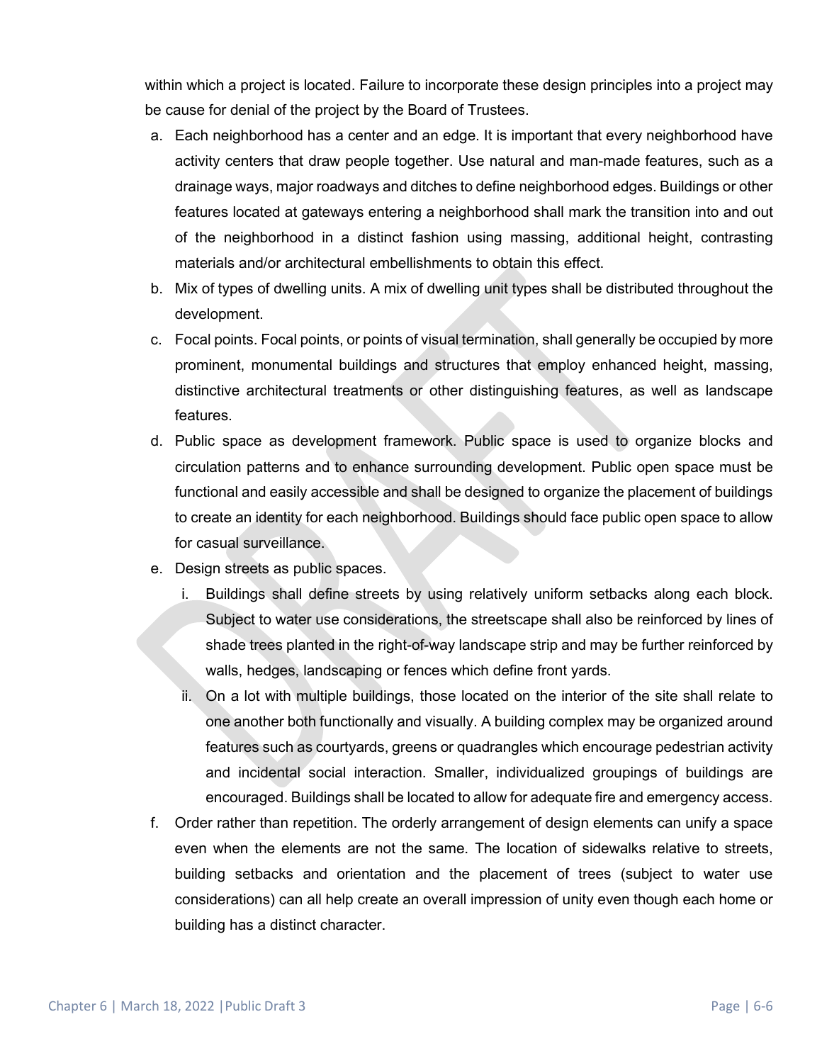within which a project is located. Failure to incorporate these design principles into a project may be cause for denial of the project by the Board of Trustees.

a. Each neighborhood has a center and an edge. It is important that every neighborhood have activity centers that draw people together. Use natural and man-made features, such as a drainage ways, major roadways and ditches to define neighborhood edges. Buildings or other features located at gateways entering a neighborhood shall mark the transition into and out of the neighborhood in a distinct fashion using massing, additional height, contrasting materials and/or architectural embellishments to obtain this effect.
b. Mix of types of dwelling units. A mix of dwelling unit types shall be distributed throughout the development.
c. Focal points. Focal points, or points of visual termination, shall generally be occupied by more prominent, monumental buildings and structures that employ enhanced height, massing, distinctive architectural treatments or other distinguishing features, as well as landscape features.
d. Public space as development framework. Public space is used to organize blocks and circulation patterns and to enhance surrounding development. Public open space must be functional and easily accessible and shall be designed to organize the placement of buildings to create an identity for each neighborhood. Buildings should face public open space to allow for casual surveillance.
e. Design streets as public spaces.
    i. Buildings shall define streets by using relatively uniform setbacks along each block. Subject to water use considerations, the streetscape shall also be reinforced by lines of shade trees planted in the right-of-way landscape strip and may be further reinforced by walls, hedges, landscaping or fences which define front yards.
    ii. On a lot with multiple buildings, those located on the interior of the site shall relate to one another both functionally and visually. A building complex may be organized around features such as courtyards, greens or quadrangles which encourage pedestrian activity and incidental social interaction. Smaller, individualized groupings of buildings are encouraged. Buildings shall be located to allow for adequate fire and emergency access.
f. Order rather than repetition. The orderly arrangement of design elements can unify a space even when the elements are not the same. The location of sidewalks relative to streets, building setbacks and orientation and the placement of trees (subject to water use considerations) can all help create an overall impression of unity even though each home or building has a distinct character.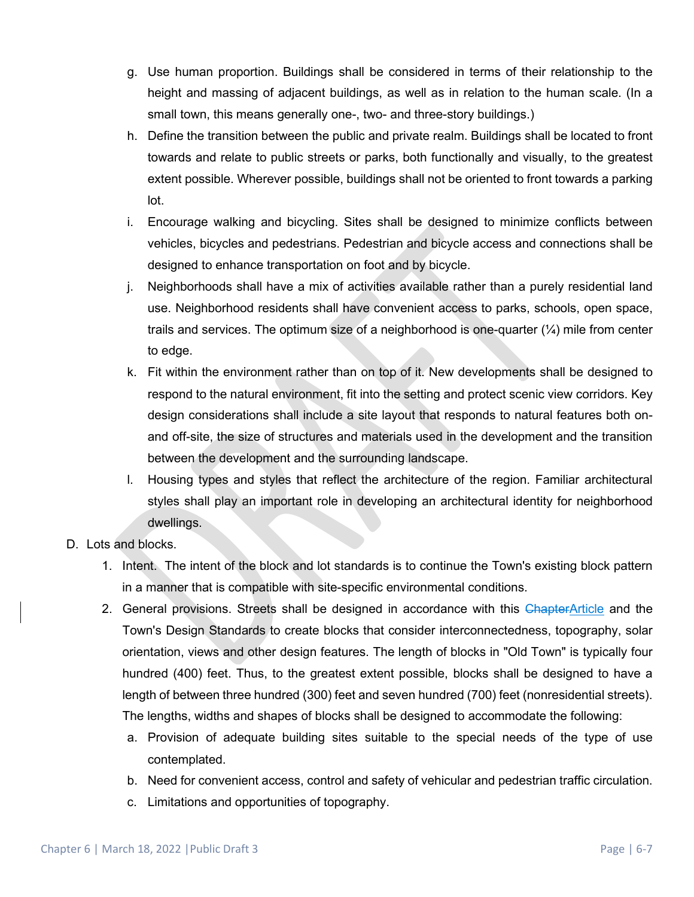g. Use human proportion. Buildings shall be considered in terms of their relationship to the height and massing of adjacent buildings, as well as in relation to the human scale. (In a small town, this means generally one-, two- and three-story buildings.)

h. Define the transition between the public and private realm. Buildings shall be located to front towards and relate to public streets or parks, both functionally and visually, to the greatest extent possible. Wherever possible, buildings shall not be oriented to front towards a parking lot.

i. Encourage walking and bicycling. Sites shall be designed to minimize conflicts between vehicles, bicycles and pedestrians. Pedestrian and bicycle access and connections shall be designed to enhance transportation on foot and by bicycle.

j. Neighborhoods shall have a mix of activities available rather than a purely residential land use. Neighborhood residents shall have convenient access to parks, schools, open space, trails and services. The optimum size of a neighborhood is one-quarter (¼) mile from center to edge.

k. Fit within the environment rather than on top of it. New developments shall be designed to respond to the natural environment, fit into the setting and protect scenic view corridors. Key design considerations shall include a site layout that responds to natural features both on- and off-site, the size of structures and materials used in the development and the transition between the development and the surrounding landscape.

l. Housing types and styles that reflect the architecture of the region. Familiar architectural styles shall play an important role in developing an architectural identity for neighborhood dwellings.

D. Lots and blocks.

1. Intent. The intent of the block and lot standards is to continue the Town's existing block pattern in a manner that is compatible with site-specific environmental conditions.

2. General provisions. Streets shall be designed in accordance with this ~~Chapter~~Article and the Town's Design Standards to create blocks that consider interconnectedness, topography, solar orientation, views and other design features. The length of blocks in "Old Town" is typically four hundred (400) feet. Thus, to the greatest extent possible, blocks shall be designed to have a length of between three hundred (300) feet and seven hundred (700) feet (nonresidential streets). The lengths, widths and shapes of blocks shall be designed to accommodate the following:

   a. Provision of adequate building sites suitable to the special needs of the type of use contemplated.

   b. Need for convenient access, control and safety of vehicular and pedestrian traffic circulation.

   c. Limitations and opportunities of topography.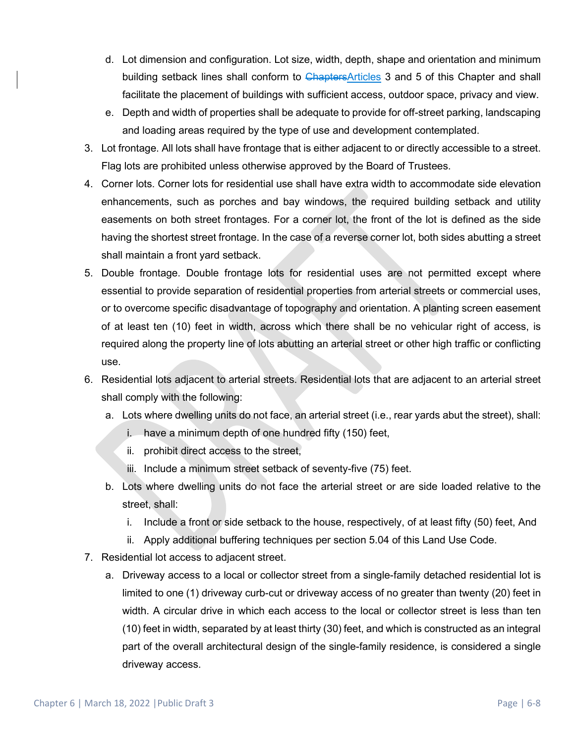d. Lot dimension and configuration. Lot size, width, depth, shape and orientation and minimum building setback lines shall conform to ~~Chapters~~Articles 3 and 5 of this Chapter and shall facilitate the placement of buildings with sufficient access, outdoor space, privacy and view.

e. Depth and width of properties shall be adequate to provide for off-street parking, landscaping and loading areas required by the type of use and development contemplated.

3. Lot frontage. All lots shall have frontage that is either adjacent to or directly accessible to a street. Flag lots are prohibited unless otherwise approved by the Board of Trustees.

4. Corner lots. Corner lots for residential use shall have extra width to accommodate side elevation enhancements, such as porches and bay windows, the required building setback and utility easements on both street frontages. For a corner lot, the front of the lot is defined as the side having the shortest street frontage. In the case of a reverse corner lot, both sides abutting a street shall maintain a front yard setback.

5. Double frontage. Double frontage lots for residential uses are not permitted except where essential to provide separation of residential properties from arterial streets or commercial uses, or to overcome specific disadvantage of topography and orientation. A planting screen easement of at least ten (10) feet in width, across which there shall be no vehicular right of access, is required along the property line of lots abutting an arterial street or other high traffic or conflicting use.

6. Residential lots adjacent to arterial streets. Residential lots that are adjacent to an arterial street shall comply with the following:

   a. Lots where dwelling units do not face, an arterial street (i.e., rear yards abut the street), shall:

      i. have a minimum depth of one hundred fifty (150) feet,

      ii. prohibit direct access to the street,

      iii. Include a minimum street setback of seventy-five (75) feet.

   b. Lots where dwelling units do not face the arterial street or are side loaded relative to the street, shall:

      i. Include a front or side setback to the house, respectively, of at least fifty (50) feet, And

      ii. Apply additional buffering techniques per section 5.04 of this Land Use Code.

7. Residential lot access to adjacent street.

   a. Driveway access to a local or collector street from a single-family detached residential lot is limited to one (1) driveway curb-cut or driveway access of no greater than twenty (20) feet in width. A circular drive in which each access to the local or collector street is less than ten (10) feet in width, separated by at least thirty (30) feet, and which is constructed as an integral part of the overall architectural design of the single-family residence, is considered a single driveway access.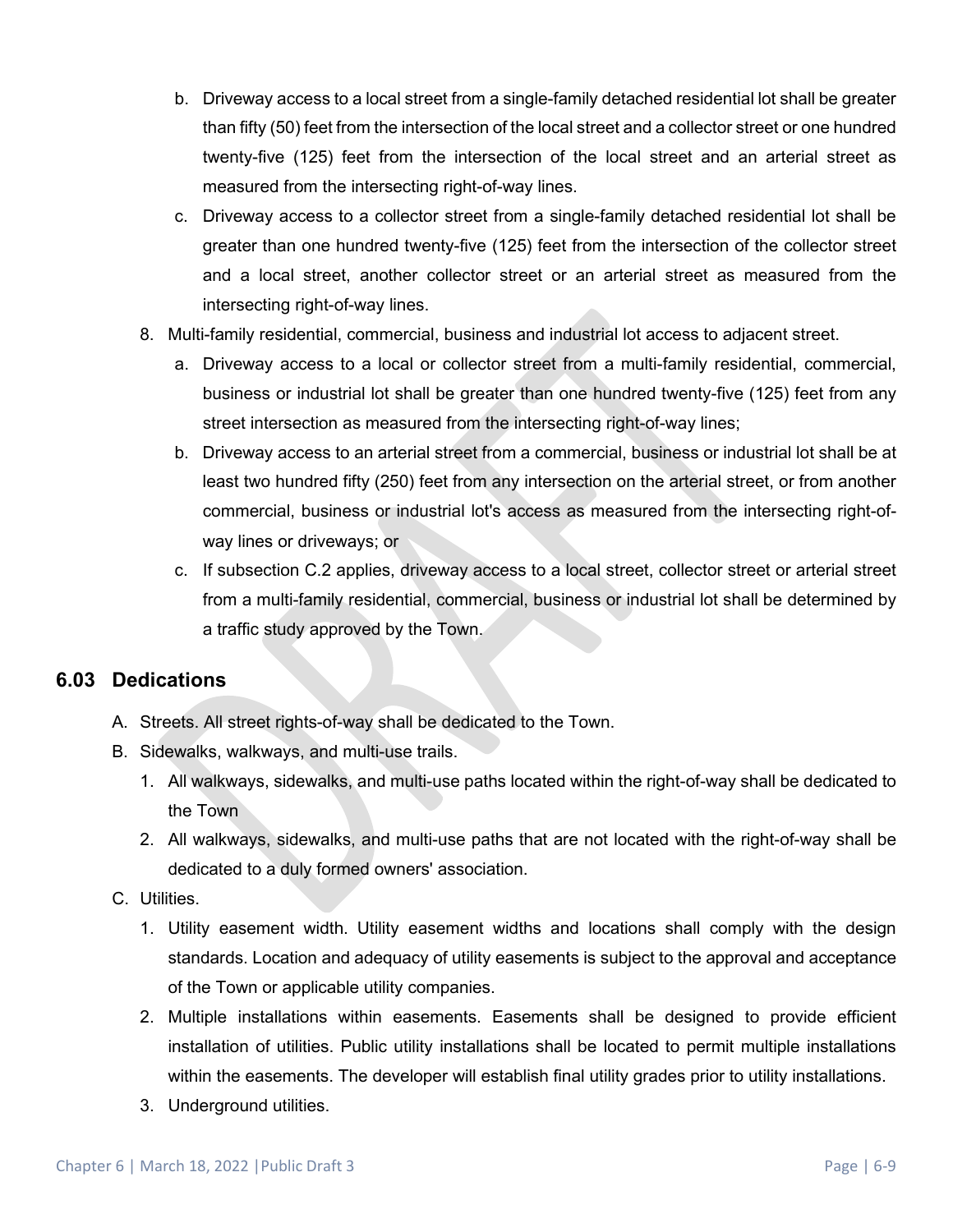b. Driveway access to a local street from a single-family detached residential lot shall be greater than fifty (50) feet from the intersection of the local street and a collector street or one hundred twenty-five (125) feet from the intersection of the local street and an arterial street as measured from the intersecting right-of-way lines.
   c. Driveway access to a collector street from a single-family detached residential lot shall be greater than one hundred twenty-five (125) feet from the intersection of the collector street and a local street, another collector street or an arterial street as measured from the intersecting right-of-way lines.
8. Multi-family residential, commercial, business and industrial lot access to adjacent street.
   a. Driveway access to a local or collector street from a multi-family residential, commercial, business or industrial lot shall be greater than one hundred twenty-five (125) feet from any street intersection as measured from the intersecting right-of-way lines;
   b. Driveway access to an arterial street from a commercial, business or industrial lot shall be at least two hundred fifty (250) feet from any intersection on the arterial street, or from another commercial, business or industrial lot's access as measured from the intersecting right-of-way lines or driveways; or
   c. If subsection C.2 applies, driveway access to a local street, collector street or arterial street from a multi-family residential, commercial, business or industrial lot shall be determined by a traffic study approved by the Town.

## 6.03 Dedications

A. Streets. All street rights-of-way shall be dedicated to the Town.

B. Sidewalks, walkways, and multi-use trails.
   1. All walkways, sidewalks, and multi-use paths located within the right-of-way shall be dedicated to the Town
   2. All walkways, sidewalks, and multi-use paths that are not located with the right-of-way shall be dedicated to a duly formed owners' association.

C. Utilities.
   1. Utility easement width. Utility easement widths and locations shall comply with the design standards. Location and adequacy of utility easements is subject to the approval and acceptance of the Town or applicable utility companies.
   2. Multiple installations within easements. Easements shall be designed to provide efficient installation of utilities. Public utility installations shall be located to permit multiple installations within the easements. The developer will establish final utility grades prior to utility installations.
   3. Underground utilities.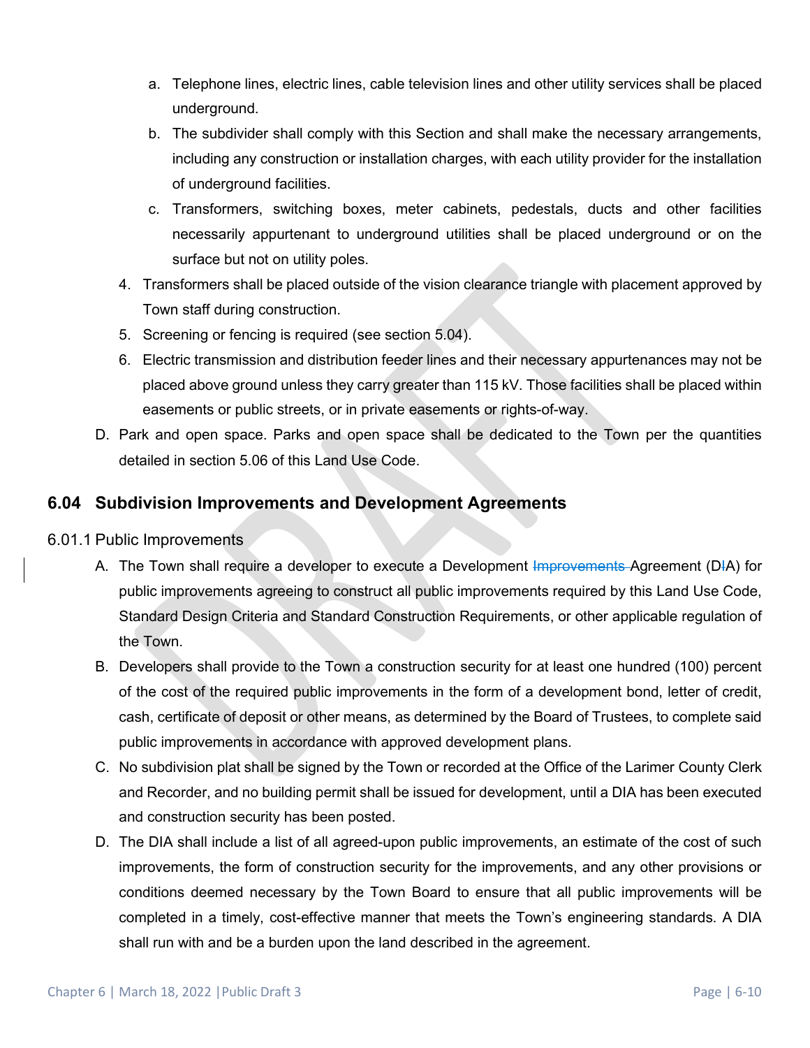a. Telephone lines, electric lines, cable television lines and other utility services shall be placed underground.
b. The subdivider shall comply with this Section and shall make the necessary arrangements, including any construction or installation charges, with each utility provider for the installation of underground facilities.
c. Transformers, switching boxes, meter cabinets, pedestals, ducts and other facilities necessarily appurtenant to underground utilities shall be placed underground or on the surface but not on utility poles.

4. Transformers shall be placed outside of the vision clearance triangle with placement approved by Town staff during construction.
5. Screening or fencing is required (see section 5.04).
6. Electric transmission and distribution feeder lines and their necessary appurtenances may not be placed above ground unless they carry greater than 115 kV. Those facilities shall be placed within easements or public streets, or in private easements or rights-of-way.

D. Park and open space. Parks and open space shall be dedicated to the Town per the quantities detailed in section 5.06 of this Land Use Code.

## 6.04 Subdivision Improvements and Development Agreements

### 6.01.1 Public Improvements

A. The Town shall require a developer to execute a Development ~~Improvements~~ Agreement (D~~I~~A) for public improvements agreeing to construct all public improvements required by this Land Use Code, Standard Design Criteria and Standard Construction Requirements, or other applicable regulation of the Town.

B. Developers shall provide to the Town a construction security for at least one hundred (100) percent of the cost of the required public improvements in the form of a development bond, letter of credit, cash, certificate of deposit or other means, as determined by the Board of Trustees, to complete said public improvements in accordance with approved development plans.

C. No subdivision plat shall be signed by the Town or recorded at the Office of the Larimer County Clerk and Recorder, and no building permit shall be issued for development, until a DIA has been executed and construction security has been posted.

D. The DIA shall include a list of all agreed-upon public improvements, an estimate of the cost of such improvements, the form of construction security for the improvements, and any other provisions or conditions deemed necessary by the Town Board to ensure that all public improvements will be completed in a timely, cost-effective manner that meets the Town's engineering standards. A DIA shall run with and be a burden upon the land described in the agreement.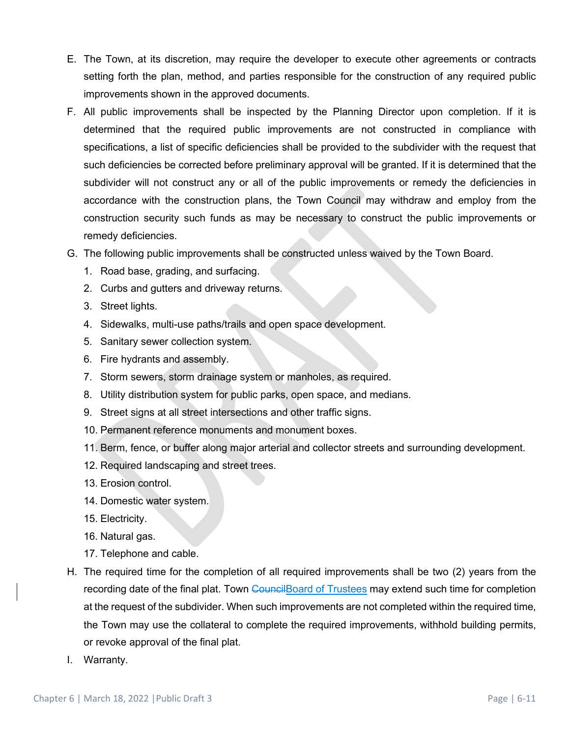E. The Town, at its discretion, may require the developer to execute other agreements or contracts setting forth the plan, method, and parties responsible for the construction of any required public improvements shown in the approved documents.

F. All public improvements shall be inspected by the Planning Director upon completion. If it is determined that the required public improvements are not constructed in compliance with specifications, a list of specific deficiencies shall be provided to the subdivider with the request that such deficiencies be corrected before preliminary approval will be granted. If it is determined that the subdivider will not construct any or all of the public improvements or remedy the deficiencies in accordance with the construction plans, the Town Council may withdraw and employ from the construction security such funds as may be necessary to construct the public improvements or remedy deficiencies.

G. The following public improvements shall be constructed unless waived by the Town Board.

   1. Road base, grading, and surfacing.
   2. Curbs and gutters and driveway returns.
   3. Street lights.
   4. Sidewalks, multi-use paths/trails and open space development.
   5. Sanitary sewer collection system.
   6. Fire hydrants and assembly.
   7. Storm sewers, storm drainage system or manholes, as required.
   8. Utility distribution system for public parks, open space, and medians.
   9. Street signs at all street intersections and other traffic signs.
   10. Permanent reference monuments and monument boxes.
   11. Berm, fence, or buffer along major arterial and collector streets and surrounding development.
   12. Required landscaping and street trees.
   13. Erosion control.
   14. Domestic water system.
   15. Electricity.
   16. Natural gas.
   17. Telephone and cable.

H. The required time for the completion of all required improvements shall be two (2) years from the recording date of the final plat. Town ~~Council~~Board of Trustees may extend such time for completion at the request of the subdivider. When such improvements are not completed within the required time, the Town may use the collateral to complete the required improvements, withhold building permits, or revoke approval of the final plat.

I. Warranty.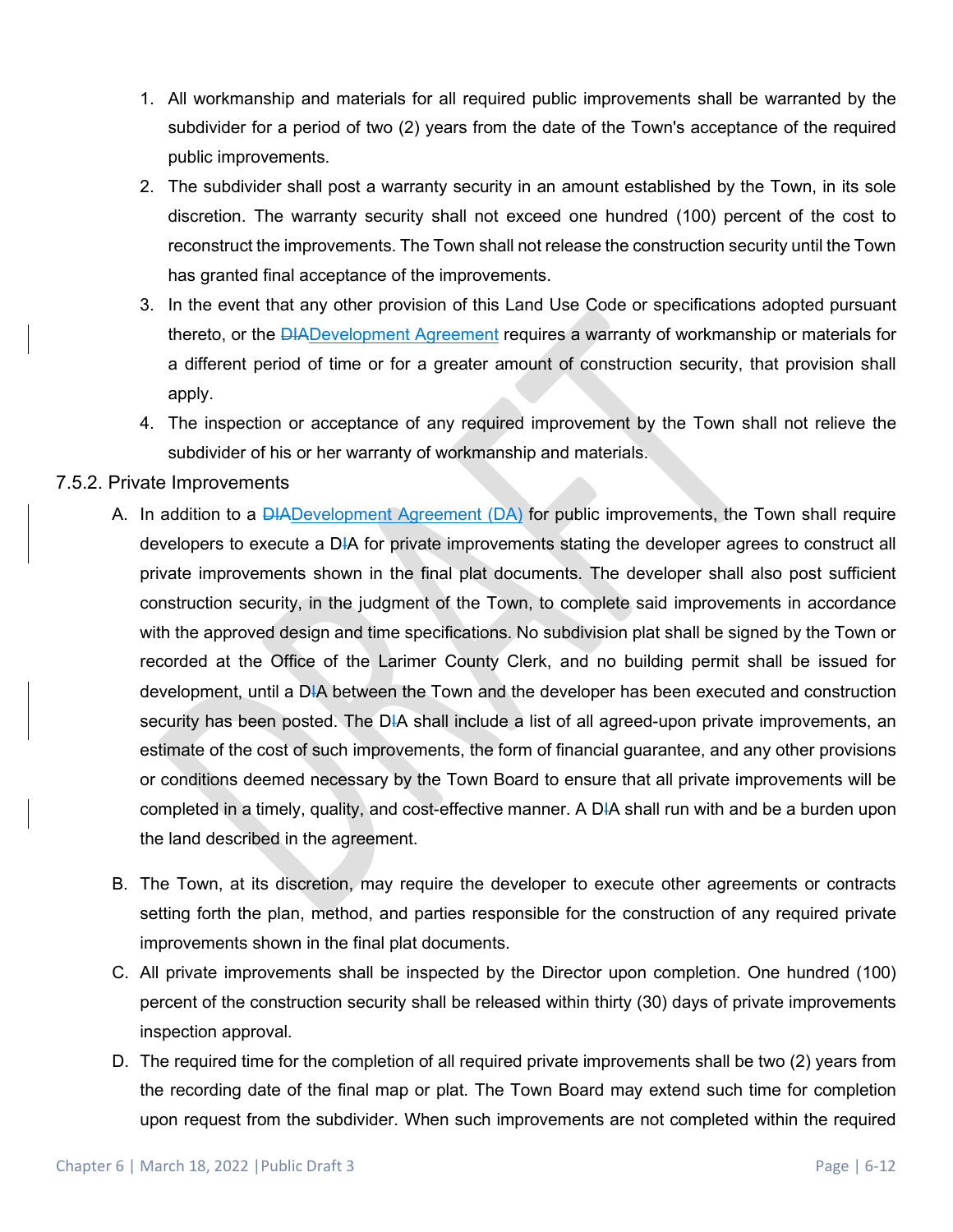1. All workmanship and materials for all required public improvements shall be warranted by the subdivider for a period of two (2) years from the date of the Town's acceptance of the required public improvements.
2. The subdivider shall post a warranty security in an amount established by the Town, in its sole discretion. The warranty security shall not exceed one hundred (100) percent of the cost to reconstruct the improvements. The Town shall not release the construction security until the Town has granted final acceptance of the improvements.
3. In the event that any other provision of this Land Use Code or specifications adopted pursuant thereto, or the ~~DIA~~Development Agreement requires a warranty of workmanship or materials for a different period of time or for a greater amount of construction security, that provision shall apply.
4. The inspection or acceptance of any required improvement by the Town shall not relieve the subdivider of his or her warranty of workmanship and materials.

### 7.5.2. Private Improvements

A. In addition to a ~~DIA~~Development Agreement (DA) for public improvements, the Town shall require developers to execute a D~~I~~A for private improvements stating the developer agrees to construct all private improvements shown in the final plat documents. The developer shall also post sufficient construction security, in the judgment of the Town, to complete said improvements in accordance with the approved design and time specifications. No subdivision plat shall be signed by the Town or recorded at the Office of the Larimer County Clerk, and no building permit shall be issued for development, until a D~~I~~A between the Town and the developer has been executed and construction security has been posted. The D~~I~~A shall include a list of all agreed-upon private improvements, an estimate of the cost of such improvements, the form of financial guarantee, and any other provisions or conditions deemed necessary by the Town Board to ensure that all private improvements will be completed in a timely, quality, and cost-effective manner. A D~~I~~A shall run with and be a burden upon the land described in the agreement.

B. The Town, at its discretion, may require the developer to execute other agreements or contracts setting forth the plan, method, and parties responsible for the construction of any required private improvements shown in the final plat documents.

C. All private improvements shall be inspected by the Director upon completion. One hundred (100) percent of the construction security shall be released within thirty (30) days of private improvements inspection approval.

D. The required time for the completion of all required private improvements shall be two (2) years from the recording date of the final map or plat. The Town Board may extend such time for completion upon request from the subdivider. When such improvements are not completed within the required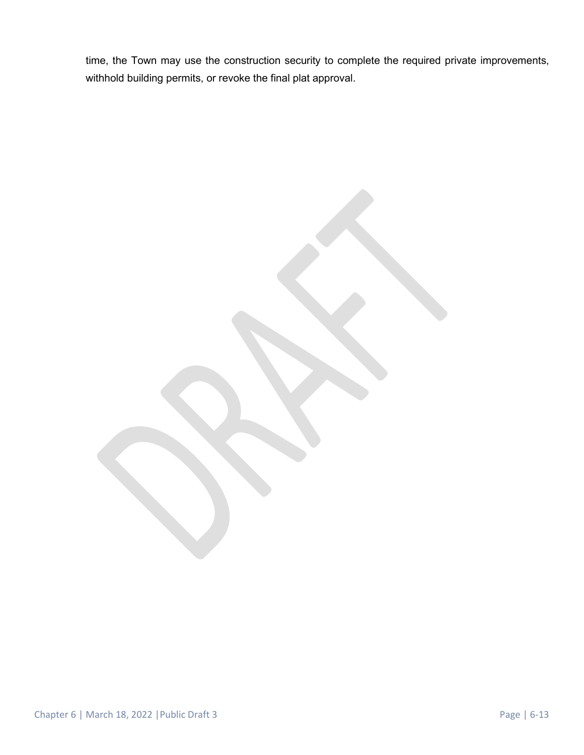time, the Town may use the construction security to complete the required private improvements, withhold building permits, or revoke the final plat approval.